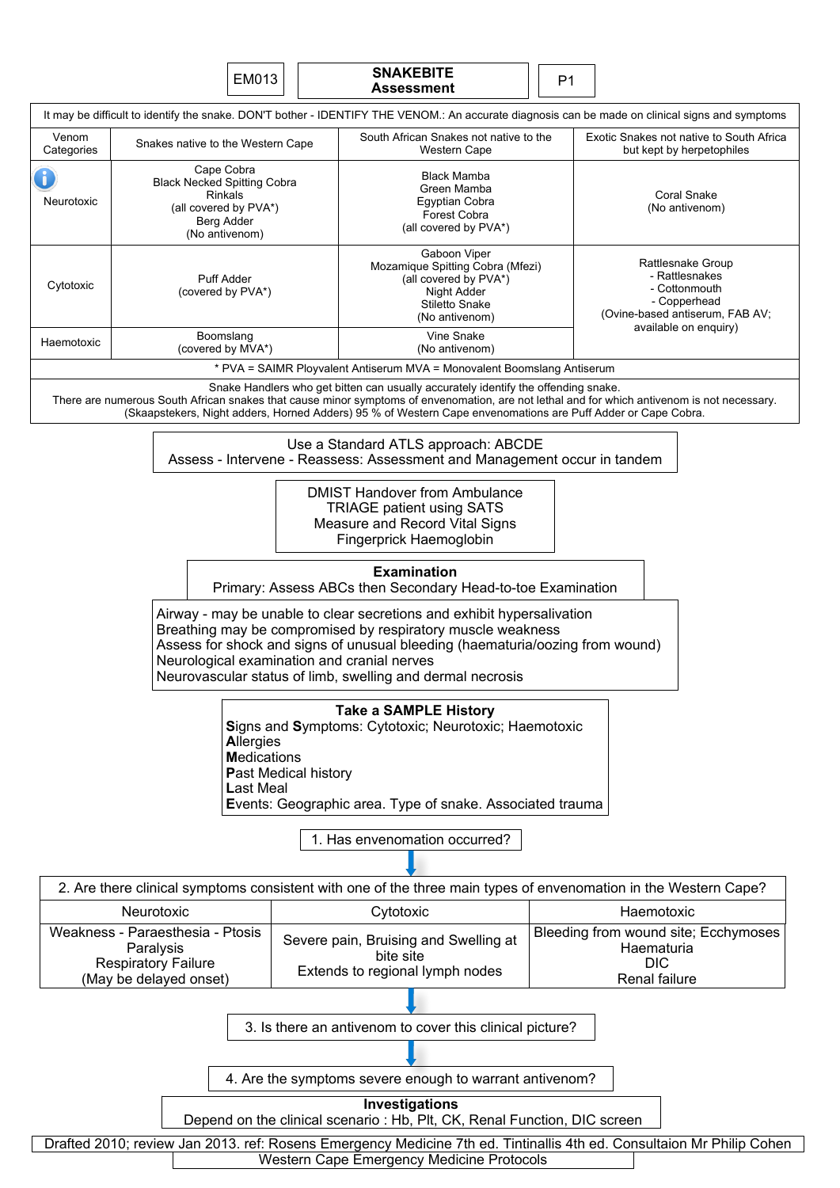EM013 | **SNAKEBITE Assessment** | P1

It may be difficult to identify the snake. DON'T bother - IDENTIFY THE VENOM.: An accurate diagnosis can be made on clinical signs and symptoms

| Venom Categories | Snakes native to the Western Cape | South African Snakes not native to the Western Cape | Exotic Snakes not native to South Africa but kept by herpetophiles |
|---|---|---|---|
| Neurotoxic | Cape Cobra<br>Black Necked Spitting Cobra<br>Rinkals<br>(all covered by PVA*)<br>Berg Adder<br>(No antivenom) | Black Mamba<br>Green Mamba<br>Egyptian Cobra<br>Forest Cobra<br>(all covered by PVA*) | Coral Snake<br>(No antivenom) |
| Cytotoxic | Puff Adder<br>(covered by PVA*) | Gaboon Viper<br>Mozamique Spitting Cobra (Mfezi)<br>(all covered by PVA*)<br>Night Adder<br>Stiletto Snake<br>(No antivenom) | Rattlesnake Group<br>- Rattlesnakes<br>- Cottonmouth<br>- Copperhead<br>(Ovine-based antiserum, FAB AV; available on enquiry) |
| Haemotoxic | Boomslang<br>(covered by MVA*) | Vine Snake<br>(No antivenom) | |

\* PVA = SAIMR Ployvalent Antiserum MVA = Monovalent Boomslang Antiserum

Snake Handlers who get bitten can usually accurately identify the offending snake.
There are numerous South African snakes that cause minor symptoms of envenomation, are not lethal and for which antivenom is not necessary. (Skaapstekers, Night adders, Horned Adders) 95 % of Western Cape envenomations are Puff Adder or Cape Cobra.

Use a Standard ATLS approach: ABCDE
Assess - Intervene - Reassess: Assessment and Management occur in tandem

DMIST Handover from Ambulance
TRIAGE patient using SATS
Measure and Record Vital Signs
Fingerprick Haemoglobin

**Examination**
Primary: Assess ABCs then Secondary Head-to-toe Examination

Airway - may be unable to clear secretions and exhibit hypersalivation
Breathing may be compromised by respiratory muscle weakness
Assess for shock and signs of unusual bleeding (haematuria/oozing from wound)
Neurological examination and cranial nerves
Neurovascular status of limb, swelling and dermal necrosis

**Take a SAMPLE History**
**S**igns and **S**ymptoms: Cytotoxic; Neurotoxic; Haemotoxic
**A**llergies
**M**edications
**P**ast Medical history
**L**ast Meal
**E**vents: Geographic area. Type of snake. Associated trauma

1. Has envenomation occurred?

2. Are there clinical symptoms consistent with one of the three main types of envenomation in the Western Cape?

| Neurotoxic | Cytotoxic | Haemotoxic |
|---|---|---|
| Weakness - Paraesthesia - Ptosis<br>Paralysis<br>Respiratory Failure<br>(May be delayed onset) | Severe pain, Bruising and Swelling at bite site<br>Extends to regional lymph nodes | Bleeding from wound site; Ecchymoses<br>Haematuria<br>DIC<br>Renal failure |

3. Is there an antivenom to cover this clinical picture?

4. Are the symptoms severe enough to warrant antivenom?

**Investigations**
Depend on the clinical scenario : Hb, Plt, CK, Renal Function, DIC screen

Drafted 2010; review Jan 2013. ref: Rosens Emergency Medicine 7th ed. Tintinallis 4th ed. Consultaion Mr Philip Cohen
Western Cape Emergency Medicine Protocols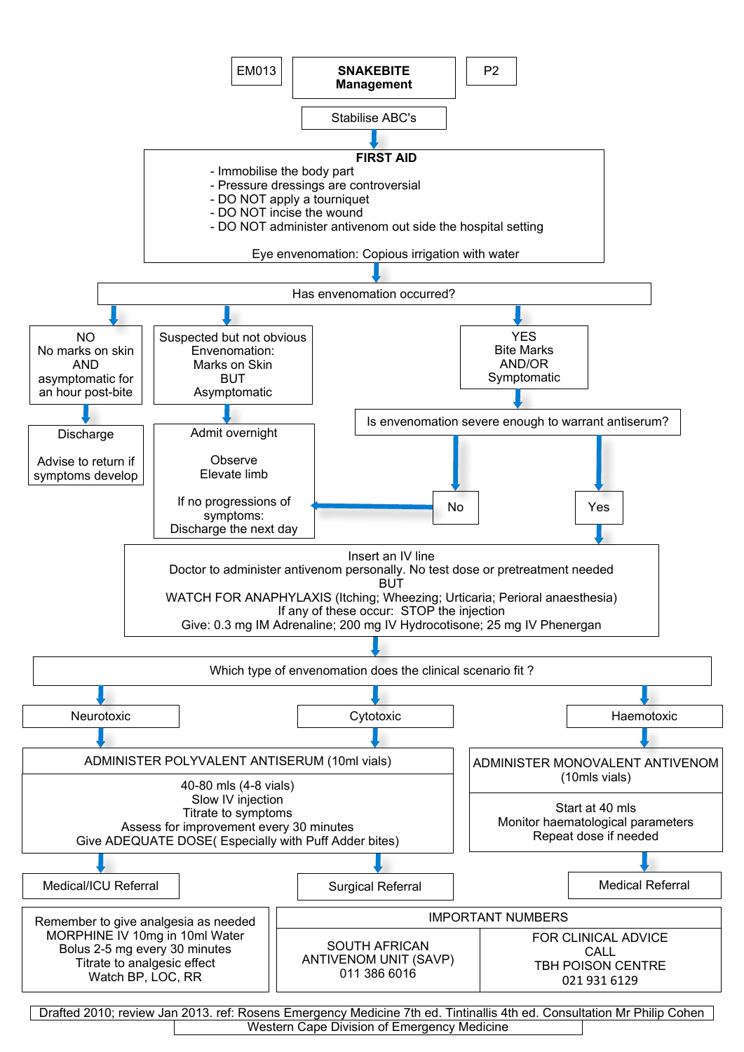EM013

# SNAKEBITE Management

P2

Stabilise ABC's

**FIRST AID**

- Immobilise the body part
- Pressure dressings are controversial
- DO NOT apply a tourniquet
- DO NOT incise the wound
- DO NOT administer antivenom out side the hospital setting

Eye envenomation: Copious irrigation with water

Has envenomation occurred?

**NO**
No marks on skin AND asymptomatic for an hour post-bite

→ Discharge

Advise to return if symptoms develop

**Suspected but not obvious Envenomation:**
Marks on Skin BUT Asymptomatic

→ Admit overnight

Observe
Elevate limb

If no progressions of symptoms: Discharge the next day

**YES**
Bite Marks AND/OR Symptomatic

→ Is envenomation severe enough to warrant antiserum?

- No → Admit overnight (as above)
- Yes → Insert an IV line

Insert an IV line
Doctor to administer antivenom personally. No test dose or pretreatment needed
BUT
WATCH FOR ANAPHYLAXIS (Itching; Wheezing; Urticaria; Perioral anaesthesia)
If any of these occur: STOP the injection
Give: 0.3 mg IM Adrenaline; 200 mg IV Hydrocotisone; 25 mg IV Phenergan

Which type of envenomation does the clinical scenario fit ?

**Neurotoxic** / **Cytotoxic**

ADMINISTER POLYVALENT ANTISERUM (10ml vials)

40-80 mls (4-8 vials)
Slow IV injection
Titrate to symptoms
Assess for improvement every 30 minutes
Give ADEQUATE DOSE( Especially with Puff Adder bites)

- Neurotoxic → Medical/ICU Referral
- Cytotoxic → Surgical Referral

**Haemotoxic**

ADMINISTER MONOVALENT ANTIVENOM (10mls vials)

Start at 40 mls
Monitor haematological parameters
Repeat dose if needed

→ Medical Referral

Remember to give analgesia as needed
MORPHINE IV 10mg in 10ml Water
Bolus 2-5 mg every 30 minutes
Titrate to analgesic effect
Watch BP, LOC, RR

| IMPORTANT NUMBERS | |
|---|---|
| SOUTH AFRICAN ANTIVENOM UNIT (SAVP) 011 386 6016 | FOR CLINICAL ADVICE CALL TBH POISON CENTRE 021 931 6129 |

Drafted 2010; review Jan 2013. ref: Rosens Emergency Medicine 7th ed. Tintinallis 4th ed. Consultation Mr Philip Cohen

Western Cape Division of Emergency Medicine